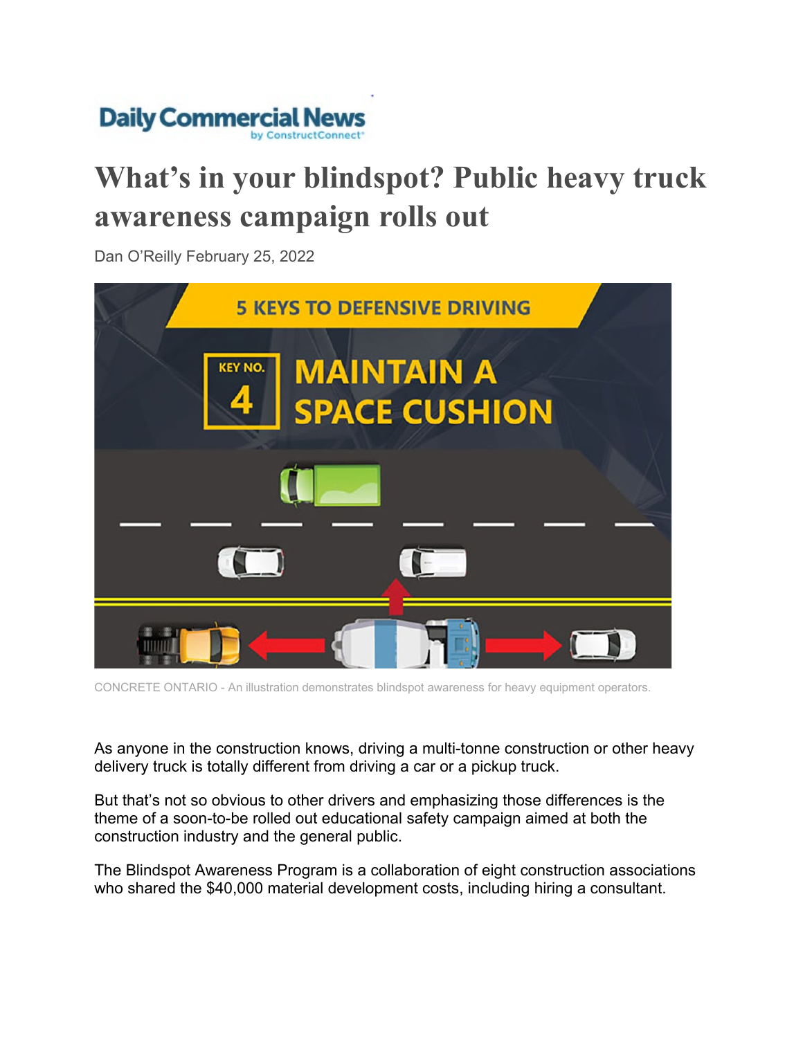Daily Commercial News
by ConstructConnect

# What's in your blindspot? Public heavy truck awareness campaign rolls out

Dan O'Reilly February 25, 2022

CONCRETE ONTARIO - An illustration demonstrates blindspot awareness for heavy equipment operators.

As anyone in the construction knows, driving a multi-tonne construction or other heavy delivery truck is totally different from driving a car or a pickup truck.

But that's not so obvious to other drivers and emphasizing those differences is the theme of a soon-to-be rolled out educational safety campaign aimed at both the construction industry and the general public.

The Blindspot Awareness Program is a collaboration of eight construction associations who shared the $40,000 material development costs, including hiring a consultant.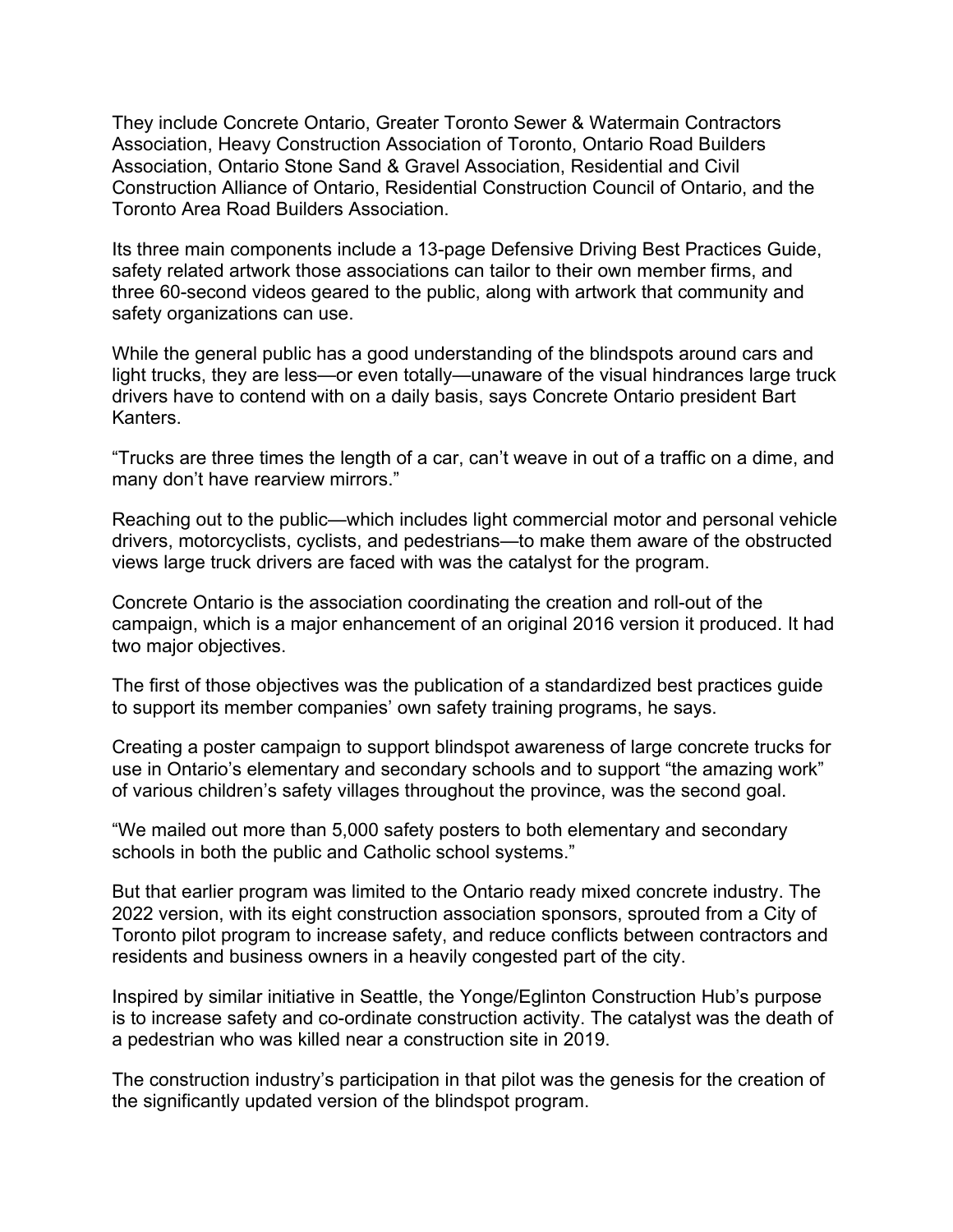They include Concrete Ontario, Greater Toronto Sewer & Watermain Contractors Association, Heavy Construction Association of Toronto, Ontario Road Builders Association, Ontario Stone Sand & Gravel Association, Residential and Civil Construction Alliance of Ontario, Residential Construction Council of Ontario, and the Toronto Area Road Builders Association.

Its three main components include a 13-page Defensive Driving Best Practices Guide, safety related artwork those associations can tailor to their own member firms, and three 60-second videos geared to the public, along with artwork that community and safety organizations can use.

While the general public has a good understanding of the blindspots around cars and light trucks, they are less—or even totally—unaware of the visual hindrances large truck drivers have to contend with on a daily basis, says Concrete Ontario president Bart Kanters.

"Trucks are three times the length of a car, can't weave in out of a traffic on a dime, and many don't have rearview mirrors."

Reaching out to the public—which includes light commercial motor and personal vehicle drivers, motorcyclists, cyclists, and pedestrians—to make them aware of the obstructed views large truck drivers are faced with was the catalyst for the program.

Concrete Ontario is the association coordinating the creation and roll-out of the campaign, which is a major enhancement of an original 2016 version it produced. It had two major objectives.

The first of those objectives was the publication of a standardized best practices guide to support its member companies' own safety training programs, he says.

Creating a poster campaign to support blindspot awareness of large concrete trucks for use in Ontario's elementary and secondary schools and to support "the amazing work" of various children's safety villages throughout the province, was the second goal.

"We mailed out more than 5,000 safety posters to both elementary and secondary schools in both the public and Catholic school systems."

But that earlier program was limited to the Ontario ready mixed concrete industry. The 2022 version, with its eight construction association sponsors, sprouted from a City of Toronto pilot program to increase safety, and reduce conflicts between contractors and residents and business owners in a heavily congested part of the city.

Inspired by similar initiative in Seattle, the Yonge/Eglinton Construction Hub's purpose is to increase safety and co-ordinate construction activity. The catalyst was the death of a pedestrian who was killed near a construction site in 2019.

The construction industry's participation in that pilot was the genesis for the creation of the significantly updated version of the blindspot program.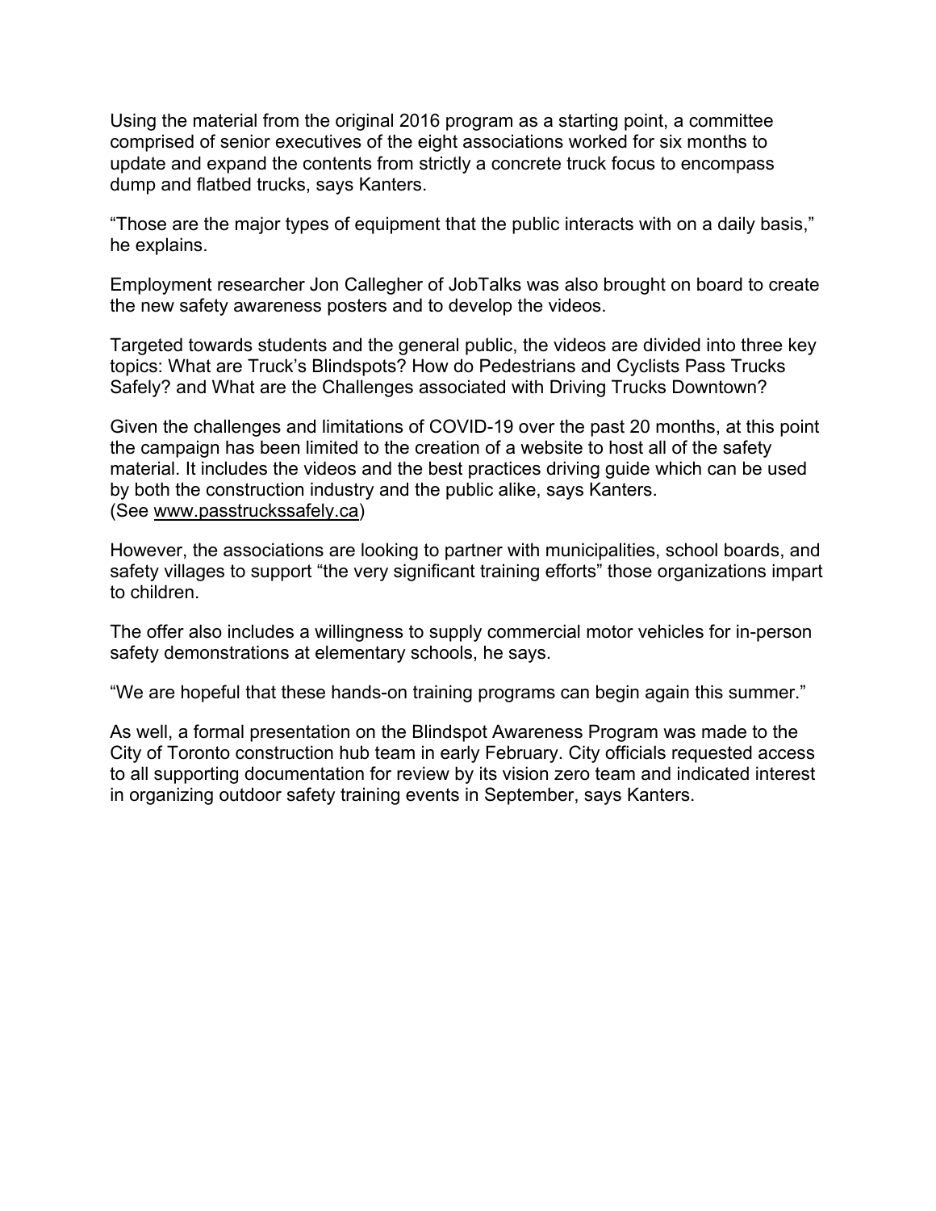Using the material from the original 2016 program as a starting point, a committee comprised of senior executives of the eight associations worked for six months to update and expand the contents from strictly a concrete truck focus to encompass dump and flatbed trucks, says Kanters.

“Those are the major types of equipment that the public interacts with on a daily basis,” he explains.

Employment researcher Jon Callegher of JobTalks was also brought on board to create the new safety awareness posters and to develop the videos.

Targeted towards students and the general public, the videos are divided into three key topics: What are Truck’s Blindspots? How do Pedestrians and Cyclists Pass Trucks Safely? and What are the Challenges associated with Driving Trucks Downtown?

Given the challenges and limitations of COVID-19 over the past 20 months, at this point the campaign has been limited to the creation of a website to host all of the safety material. It includes the videos and the best practices driving guide which can be used by both the construction industry and the public alike, says Kanters.
(See www.passtruckssafely.ca)

However, the associations are looking to partner with municipalities, school boards, and safety villages to support “the very significant training efforts” those organizations impart to children.

The offer also includes a willingness to supply commercial motor vehicles for in-person safety demonstrations at elementary schools, he says.

“We are hopeful that these hands-on training programs can begin again this summer.”

As well, a formal presentation on the Blindspot Awareness Program was made to the City of Toronto construction hub team in early February. City officials requested access to all supporting documentation for review by its vision zero team and indicated interest in organizing outdoor safety training events in September, says Kanters.